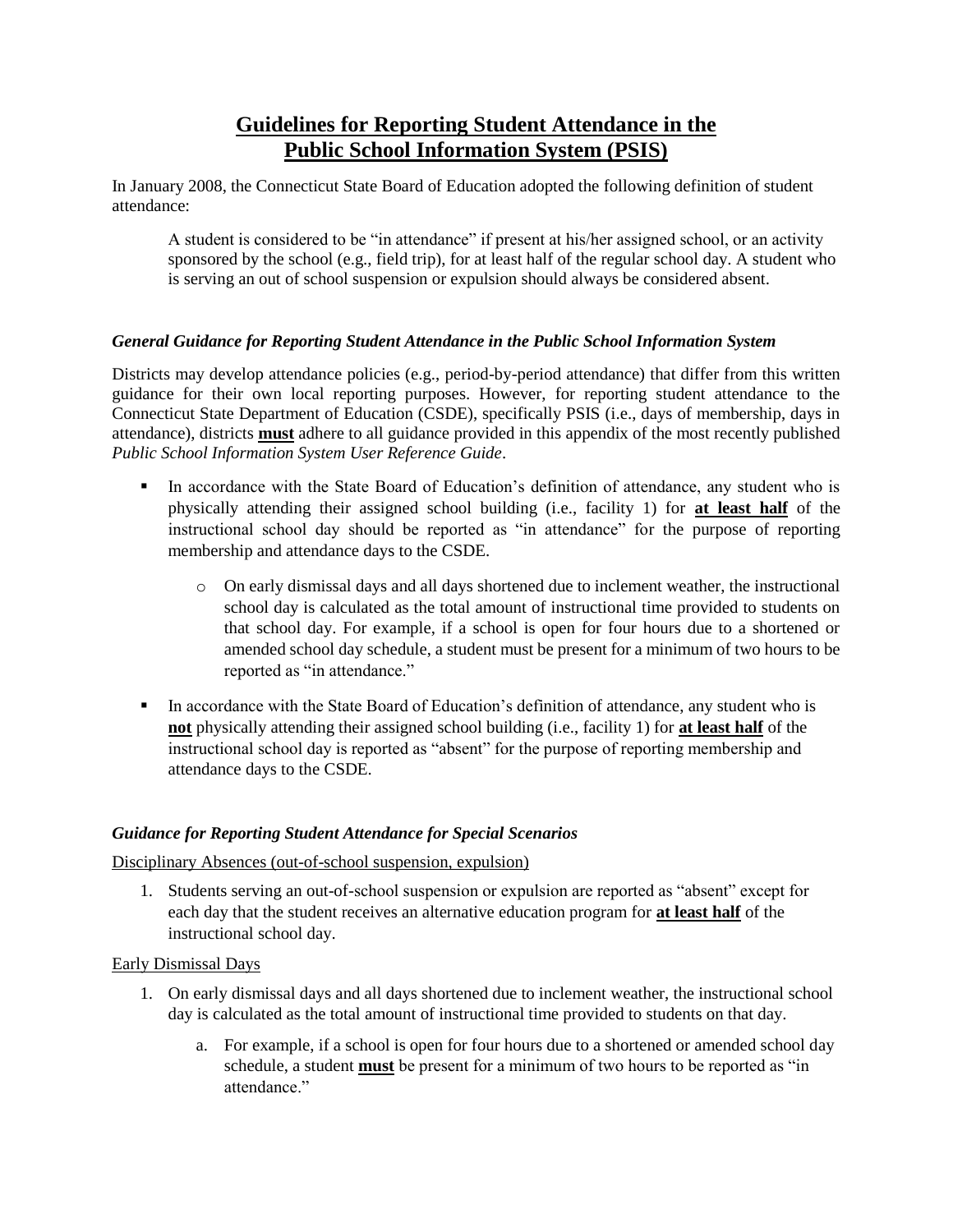# **Guidelines for Reporting Student Attendance in the Public School Information System (PSIS)**

In January 2008, the Connecticut State Board of Education adopted the following definition of student attendance:

> A student is considered to be "in attendance" if present at his/her assigned school, or an activity sponsored by the school (e.g., field trip), for at least half of the regular school day. A student who is serving an out of school suspension or expulsion should always be considered absent.

### *General Guidance for Reporting Student Attendance in the Public School Information System*

Districts may develop attendance policies (e.g., period-by-period attendance) that differ from this written guidance for their own local reporting purposes. However, for reporting student attendance to the Connecticut State Department of Education (CSDE), specifically PSIS (i.e., days of membership, days in attendance), districts **must** adhere to all guidance provided in this appendix of the most recently published *Public School Information System User Reference Guide*.

- In accordance with the State Board of Education's definition of attendance, any student who is physically attending their assigned school building (i.e., facility 1) for **at least half** of the instructional school day should be reported as "in attendance" for the purpose of reporting membership and attendance days to the CSDE.
  - On early dismissal days and all days shortened due to inclement weather, the instructional school day is calculated as the total amount of instructional time provided to students on that school day. For example, if a school is open for four hours due to a shortened or amended school day schedule, a student must be present for a minimum of two hours to be reported as "in attendance."
- In accordance with the State Board of Education's definition of attendance, any student who is **not** physically attending their assigned school building (i.e., facility 1) for **at least half** of the instructional school day is reported as "absent" for the purpose of reporting membership and attendance days to the CSDE.

### *Guidance for Reporting Student Attendance for Special Scenarios*

Disciplinary Absences (out-of-school suspension, expulsion)

1. Students serving an out-of-school suspension or expulsion are reported as "absent" except for each day that the student receives an alternative education program for **at least half** of the instructional school day.

Early Dismissal Days

1. On early dismissal days and all days shortened due to inclement weather, the instructional school day is calculated as the total amount of instructional time provided to students on that day.
   a. For example, if a school is open for four hours due to a shortened or amended school day schedule, a student **must** be present for a minimum of two hours to be reported as "in attendance."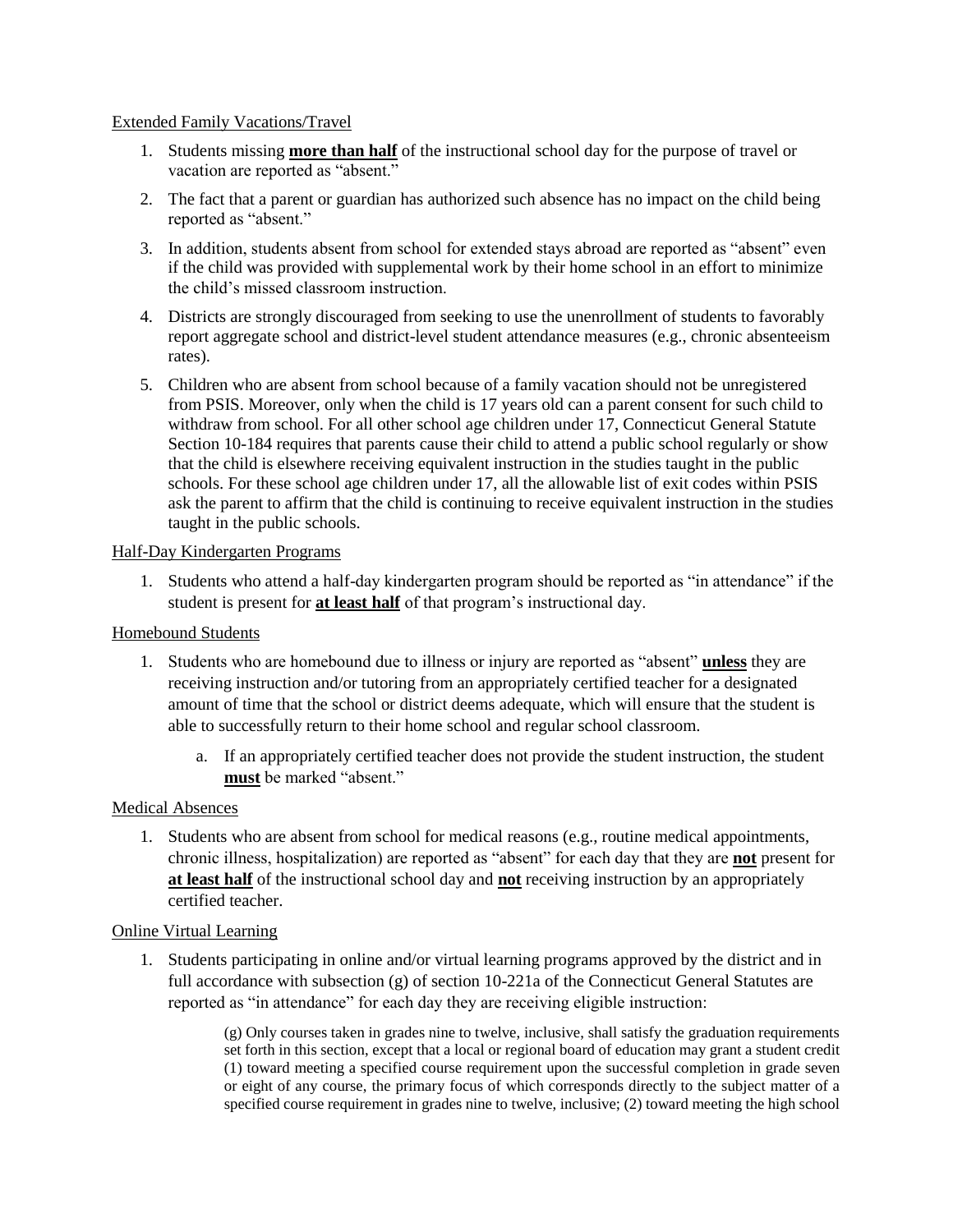<u>Extended Family Vacations/Travel</u>

1. Students missing **<u>more than half</u>** of the instructional school day for the purpose of travel or vacation are reported as "absent."
2. The fact that a parent or guardian has authorized such absence has no impact on the child being reported as "absent."
3. In addition, students absent from school for extended stays abroad are reported as "absent" even if the child was provided with supplemental work by their home school in an effort to minimize the child's missed classroom instruction.
4. Districts are strongly discouraged from seeking to use the unenrollment of students to favorably report aggregate school and district-level student attendance measures (e.g., chronic absenteeism rates).
5. Children who are absent from school because of a family vacation should not be unregistered from PSIS. Moreover, only when the child is 17 years old can a parent consent for such child to withdraw from school. For all other school age children under 17, Connecticut General Statute Section 10-184 requires that parents cause their child to attend a public school regularly or show that the child is elsewhere receiving equivalent instruction in the studies taught in the public schools. For these school age children under 17, all the allowable list of exit codes within PSIS ask the parent to affirm that the child is continuing to receive equivalent instruction in the studies taught in the public schools.

<u>Half-Day Kindergarten Programs</u>

1. Students who attend a half-day kindergarten program should be reported as "in attendance" if the student is present for **<u>at least half</u>** of that program's instructional day.

<u>Homebound Students</u>

1. Students who are homebound due to illness or injury are reported as "absent" **<u>unless</u>** they are receiving instruction and/or tutoring from an appropriately certified teacher for a designated amount of time that the school or district deems adequate, which will ensure that the student is able to successfully return to their home school and regular school classroom.
   a. If an appropriately certified teacher does not provide the student instruction, the student **<u>must</u>** be marked "absent."

<u>Medical Absences</u>

1. Students who are absent from school for medical reasons (e.g., routine medical appointments, chronic illness, hospitalization) are reported as "absent" for each day that they are **<u>not</u>** present for **<u>at least half</u>** of the instructional school day and **<u>not</u>** receiving instruction by an appropriately certified teacher.

<u>Online Virtual Learning</u>

1. Students participating in online and/or virtual learning programs approved by the district and in full accordance with subsection (g) of section 10-221a of the Connecticut General Statutes are reported as "in attendance" for each day they are receiving eligible instruction:

> (g) Only courses taken in grades nine to twelve, inclusive, shall satisfy the graduation requirements set forth in this section, except that a local or regional board of education may grant a student credit (1) toward meeting a specified course requirement upon the successful completion in grade seven or eight of any course, the primary focus of which corresponds directly to the subject matter of a specified course requirement in grades nine to twelve, inclusive; (2) toward meeting the high school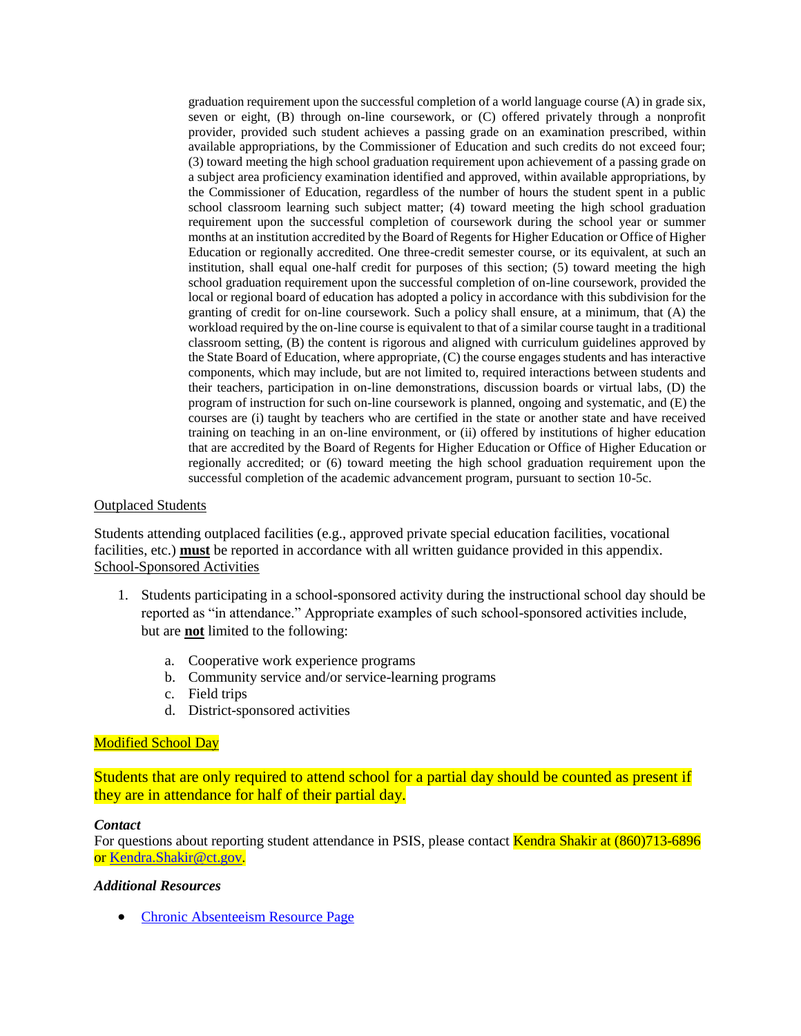> graduation requirement upon the successful completion of a world language course (A) in grade six, seven or eight, (B) through on-line coursework, or (C) offered privately through a nonprofit provider, provided such student achieves a passing grade on an examination prescribed, within available appropriations, by the Commissioner of Education and such credits do not exceed four; (3) toward meeting the high school graduation requirement upon achievement of a passing grade on a subject area proficiency examination identified and approved, within available appropriations, by the Commissioner of Education, regardless of the number of hours the student spent in a public school classroom learning such subject matter; (4) toward meeting the high school graduation requirement upon the successful completion of coursework during the school year or summer months at an institution accredited by the Board of Regents for Higher Education or Office of Higher Education or regionally accredited. One three-credit semester course, or its equivalent, at such an institution, shall equal one-half credit for purposes of this section; (5) toward meeting the high school graduation requirement upon the successful completion of on-line coursework, provided the local or regional board of education has adopted a policy in accordance with this subdivision for the granting of credit for on-line coursework. Such a policy shall ensure, at a minimum, that (A) the workload required by the on-line course is equivalent to that of a similar course taught in a traditional classroom setting, (B) the content is rigorous and aligned with curriculum guidelines approved by the State Board of Education, where appropriate, (C) the course engages students and has interactive components, which may include, but are not limited to, required interactions between students and their teachers, participation in on-line demonstrations, discussion boards or virtual labs, (D) the program of instruction for such on-line coursework is planned, ongoing and systematic, and (E) the courses are (i) taught by teachers who are certified in the state or another state and have received training on teaching in an on-line environment, or (ii) offered by institutions of higher education that are accredited by the Board of Regents for Higher Education or Office of Higher Education or regionally accredited; or (6) toward meeting the high school graduation requirement upon the successful completion of the academic advancement program, pursuant to section 10-5c.

Outplaced Students

Students attending outplaced facilities (e.g., approved private special education facilities, vocational facilities, etc.) **must** be reported in accordance with all written guidance provided in this appendix.

School-Sponsored Activities

1. Students participating in a school-sponsored activity during the instructional school day should be reported as "in attendance." Appropriate examples of such school-sponsored activities include, but are **not** limited to the following:
   a. Cooperative work experience programs
   b. Community service and/or service-learning programs
   c. Field trips
   d. District-sponsored activities

Modified School Day

Students that are only required to attend school for a partial day should be counted as present if they are in attendance for half of their partial day.

***Contact***

For questions about reporting student attendance in PSIS, please contact Kendra Shakir at (860)713-6896 or Kendra.Shakir@ct.gov.

***Additional Resources***

- Chronic Absenteeism Resource Page